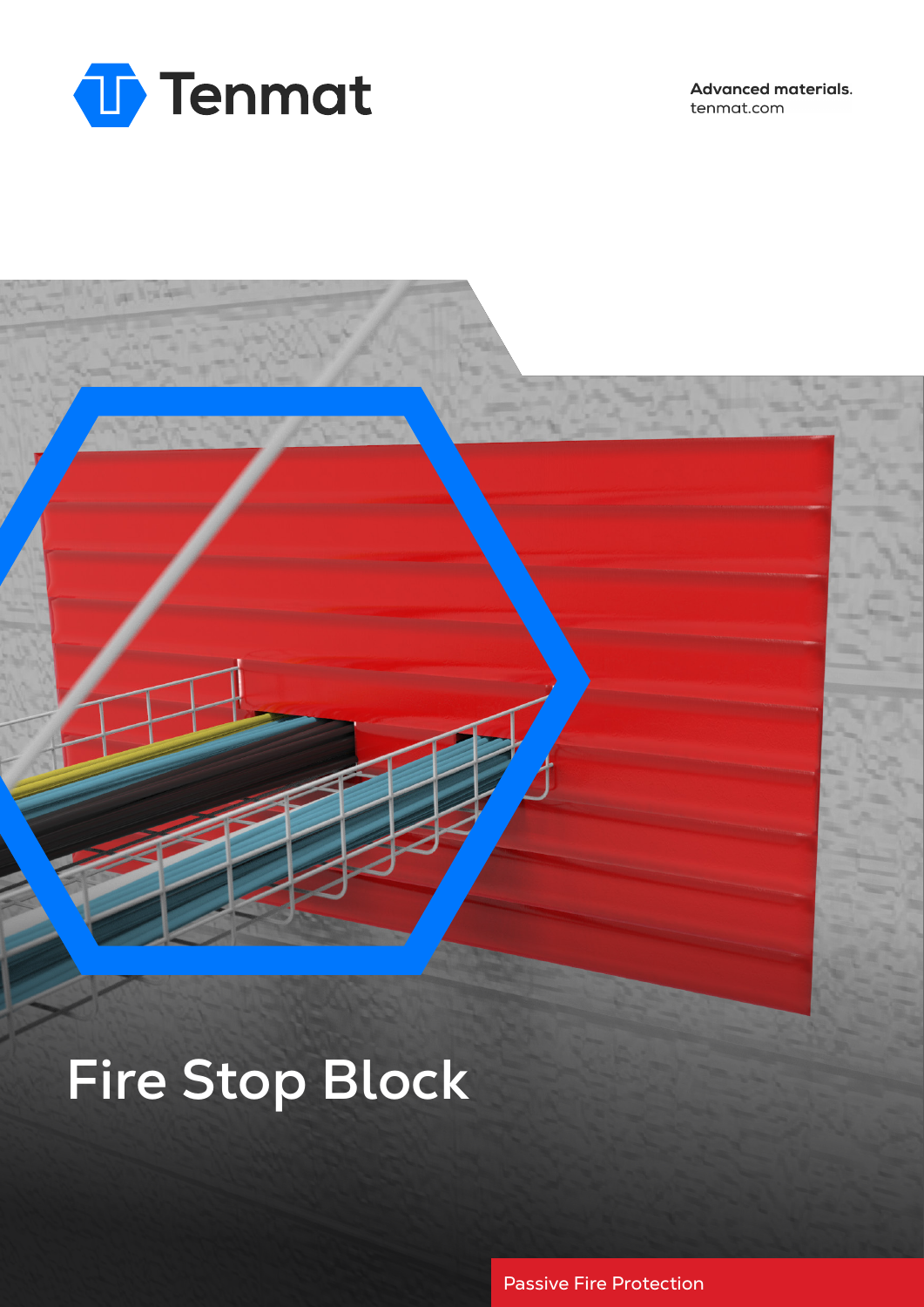Tenmat

**Advanced materials.**
tenmat.com

# Fire Stop Block

Passive Fire Protection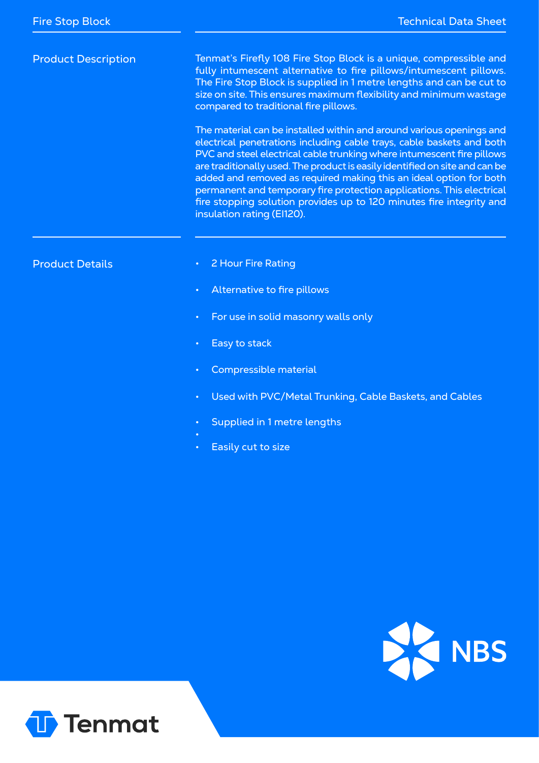## Product Description

Tenmat's Firefly 108 Fire Stop Block is a unique, compressible and fully intumescent alternative to fire pillows/intumescent pillows. The Fire Stop Block is supplied in 1 metre lengths and can be cut to size on site. This ensures maximum flexibility and minimum wastage compared to traditional fire pillows.

The material can be installed within and around various openings and electrical penetrations including cable trays, cable baskets and both PVC and steel electrical cable trunking where intumescent fire pillows are traditionally used. The product is easily identified on site and can be added and removed as required making this an ideal option for both permanent and temporary fire protection applications. This electrical fire stopping solution provides up to 120 minutes fire integrity and insulation rating (EI120).

## Product Details

- 2 Hour Fire Rating
- Alternative to fire pillows
- For use in solid masonry walls only
- Easy to stack
- Compressible material
- Used with PVC/Metal Trunking, Cable Baskets, and Cables
- Supplied in 1 metre lengths
- Easily cut to size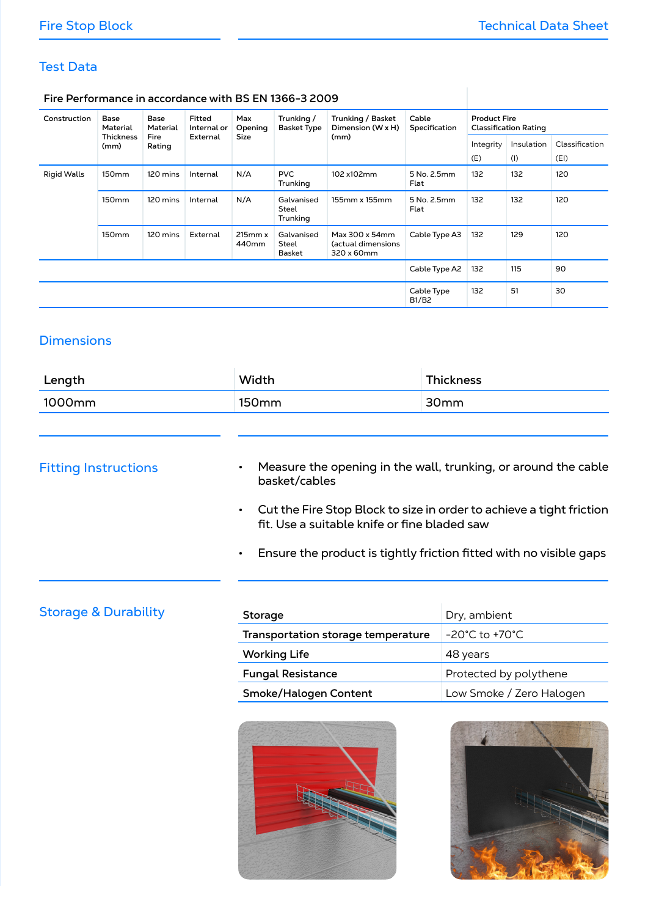## Test Data

**Fire Performance in accordance with BS EN 1366-3 2009**

| Construction | Base Material Thickness (mm) | Base Material Fire Rating | Fitted Internal or External | Max Opening Size | Trunking / Basket Type | Trunking / Basket Dimension (W x H) (mm) | Cable Specification | Product Fire Classification Rating | | |
|---|---|---|---|---|---|---|---|---|---|---|
| | | | | | | | | Integrity (E) | Insulation (I) | Classification (EI) |
| Rigid Walls | 150mm | 120 mins | Internal | N/A | PVC Trunking | 102 x102mm | 5 No. 2.5mm Flat | 132 | 132 | 120 |
| | 150mm | 120 mins | Internal | N/A | Galvanised Steel Trunking | 155mm x 155mm | 5 No. 2.5mm Flat | 132 | 132 | 120 |
| | 150mm | 120 mins | External | 215mm x 440mm | Galvanised Steel Basket | Max 300 x 54mm (actual dimensions 320 x 60mm | Cable Type A3 | 132 | 129 | 120 |
| | | | | | | | Cable Type A2 | 132 | 115 | 90 |
| | | | | | | | Cable Type B1/B2 | 132 | 51 | 30 |

## Dimensions

| Length | Width | Thickness |
|---|---|---|
| 1000mm | 150mm | 30mm |

## Fitting Instructions

- Measure the opening in the wall, trunking, or around the cable basket/cables
- Cut the Fire Stop Block to size in order to achieve a tight friction fit. Use a suitable knife or fine bladed saw
- Ensure the product is tightly friction fitted with no visible gaps

## Storage & Durability

| | |
|---|---|
| **Storage** | Dry, ambient |
| **Transportation storage temperature** | -20°C to +70°C |
| **Working Life** | 48 years |
| **Fungal Resistance** | Protected by polythene |
| **Smoke/Halogen Content** | Low Smoke / Zero Halogen |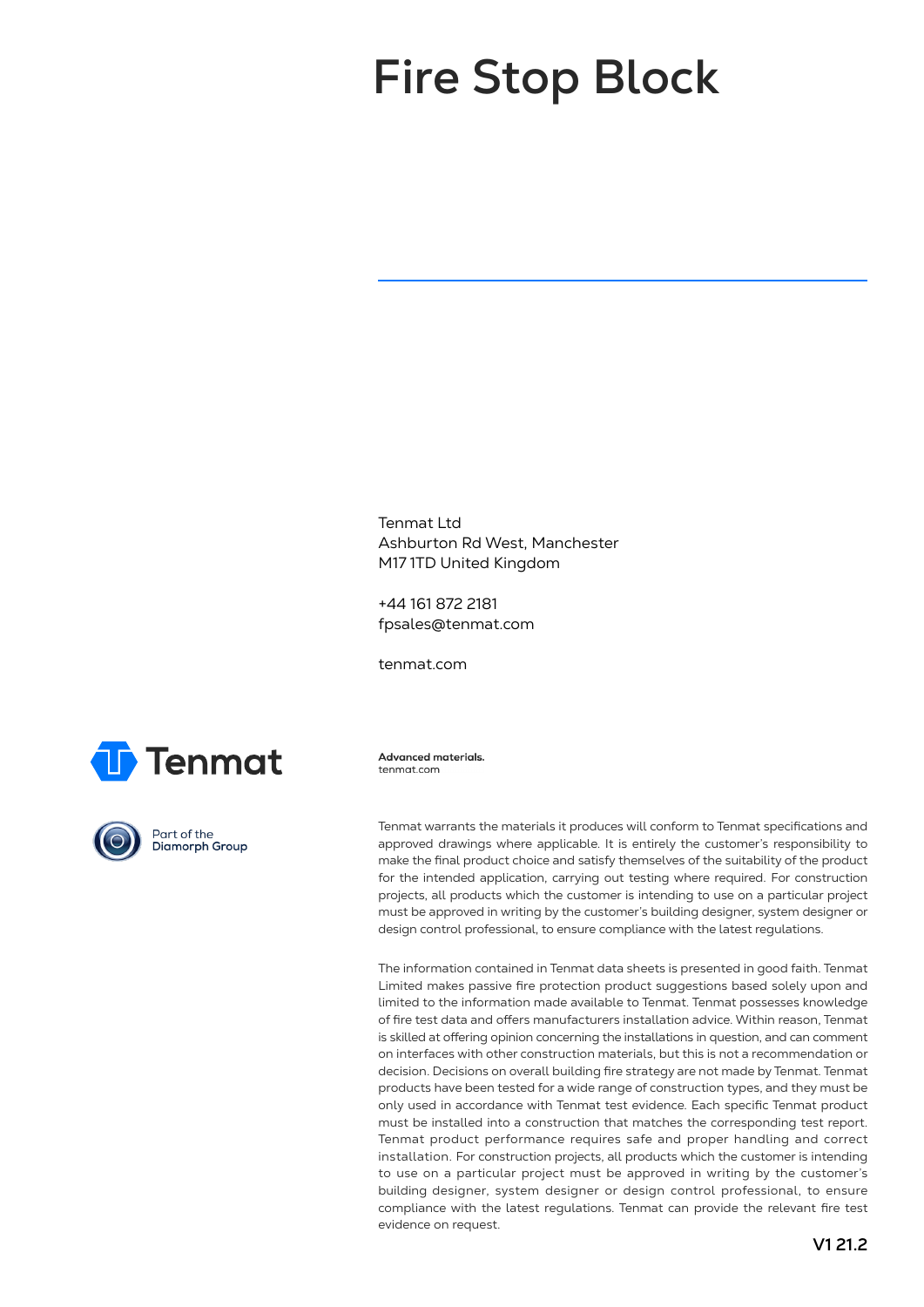# Fire Stop Block

Tenmat Ltd
Ashburton Rd West, Manchester
M17 1TD United Kingdom

+44 161 872 2181
fpsales@tenmat.com

tenmat.com

Tenmat

Part of the
Diamorph Group

**Advanced materials.**
tenmat.com

Tenmat warrants the materials it produces will conform to Tenmat specifications and approved drawings where applicable. It is entirely the customer's responsibility to make the final product choice and satisfy themselves of the suitability of the product for the intended application, carrying out testing where required. For construction projects, all products which the customer is intending to use on a particular project must be approved in writing by the customer's building designer, system designer or design control professional, to ensure compliance with the latest regulations.

The information contained in Tenmat data sheets is presented in good faith. Tenmat Limited makes passive fire protection product suggestions based solely upon and limited to the information made available to Tenmat. Tenmat possesses knowledge of fire test data and offers manufacturers installation advice. Within reason, Tenmat is skilled at offering opinion concerning the installations in question, and can comment on interfaces with other construction materials, but this is not a recommendation or decision. Decisions on overall building fire strategy are not made by Tenmat. Tenmat products have been tested for a wide range of construction types, and they must be only used in accordance with Tenmat test evidence. Each specific Tenmat product must be installed into a construction that matches the corresponding test report. Tenmat product performance requires safe and proper handling and correct installation. For construction projects, all products which the customer is intending to use on a particular project must be approved in writing by the customer's building designer, system designer or design control professional, to ensure compliance with the latest regulations. Tenmat can provide the relevant fire test evidence on request.

**V1 21.2**